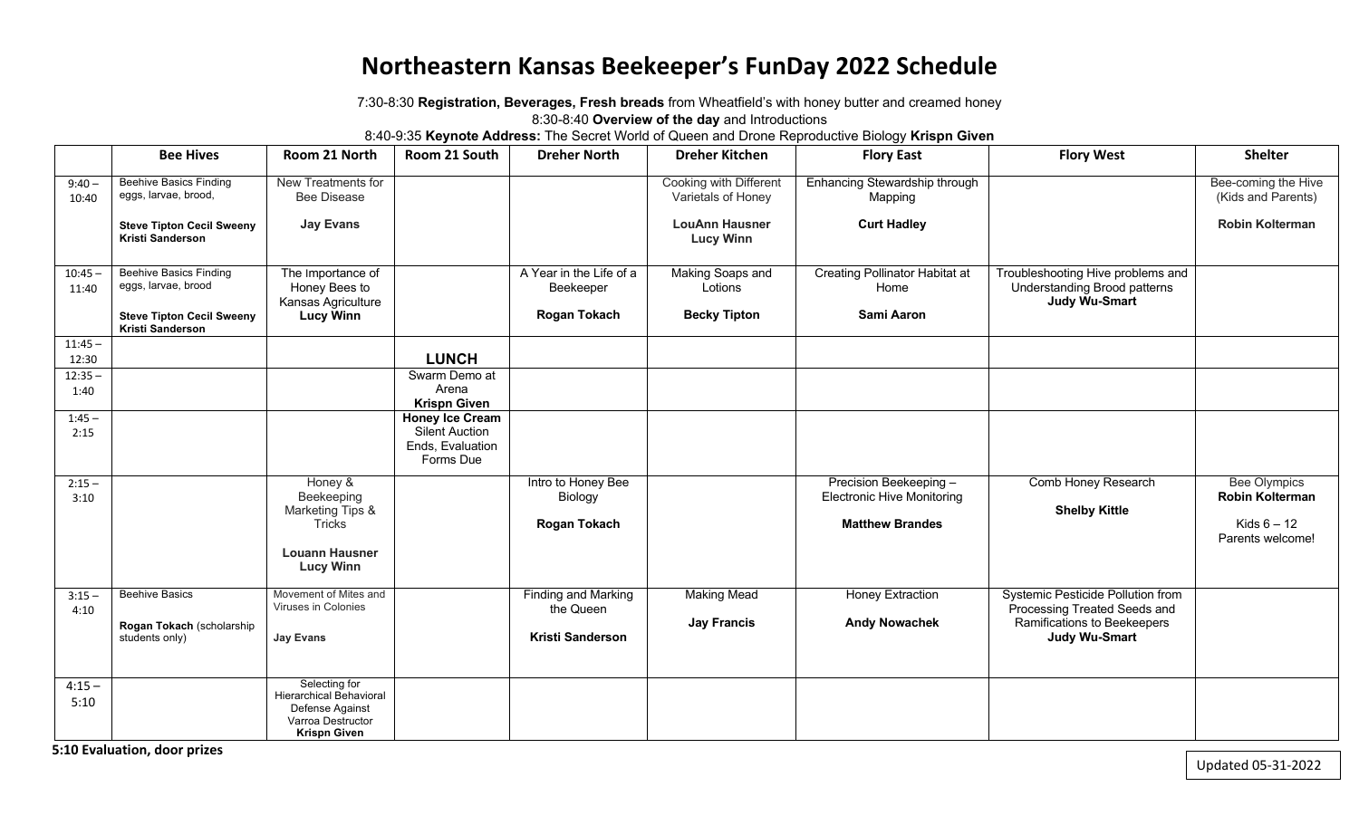# Northeastern Kansas Beekeeper's FunDay 2022 Schedule

7:30-8:30 **Registration, Beverages, Fresh breads** from Wheatfield's with honey butter and creamed honey

8:30-8:40 **Overview of the day** and Introductions

8:40-9:35 **Keynote Address:** The Secret World of Queen and Drone Reproductive Biology **Krispn Given**

| | Bee Hives | Room 21 North | Room 21 South | Dreher North | Dreher Kitchen | Flory East | Flory West | Shelter |
|---|---|---|---|---|---|---|---|---|
| 9:40 – 10:40 | Beehive Basics Finding eggs, larvae, brood, **Steve Tipton Cecil Sweeny Kristi Sanderson** | New Treatments for Bee Disease **Jay Evans** | | | Cooking with Different Varietals of Honey **LouAnn Hausner Lucy Winn** | Enhancing Stewardship through Mapping **Curt Hadley** | | Bee-coming the Hive (Kids and Parents) **Robin Kolterman** |
| 10:45 – 11:40 | Beehive Basics Finding eggs, larvae, brood **Steve Tipton Cecil Sweeny Kristi Sanderson** | The Importance of Honey Bees to Kansas Agriculture **Lucy Winn** | | A Year in the Life of a Beekeeper **Rogan Tokach** | Making Soaps and Lotions **Becky Tipton** | Creating Pollinator Habitat at Home **Sami Aaron** | Troubleshooting Hive problems and Understanding Brood patterns **Judy Wu-Smart** | |
| 11:45 – 12:30 | | | **LUNCH** | | | | | |
| 12:35 – 1:40 | | | Swarm Demo at Arena **Krispn Given** | | | | | |
| 1:45 – 2:15 | | | **Honey Ice Cream** Silent Auction Ends, Evaluation Forms Due | | | | | |
| 2:15 – 3:10 | | Honey & Beekeeping Marketing Tips & Tricks **Louann Hausner Lucy Winn** | | Intro to Honey Bee Biology **Rogan Tokach** | | Precision Beekeeping – Electronic Hive Monitoring **Matthew Brandes** | Comb Honey Research **Shelby Kittle** | Bee Olympics **Robin Kolterman** Kids 6 – 12 Parents welcome! |
| 3:15 – 4:10 | Beehive Basics **Rogan Tokach** (scholarship students only) | Movement of Mites and Viruses in Colonies **Jay Evans** | | Finding and Marking the Queen **Kristi Sanderson** | Making Mead **Jay Francis** | Honey Extraction **Andy Nowachek** | Systemic Pesticide Pollution from Processing Treated Seeds and Ramifications to Beekeepers **Judy Wu-Smart** | |
| 4:15 – 5:10 | | Selecting for Hierarchical Behavioral Defense Against Varroa Destructor **Krispn Given** | | | | | | |

**5:10 Evaluation, door prizes**

Updated 05-31-2022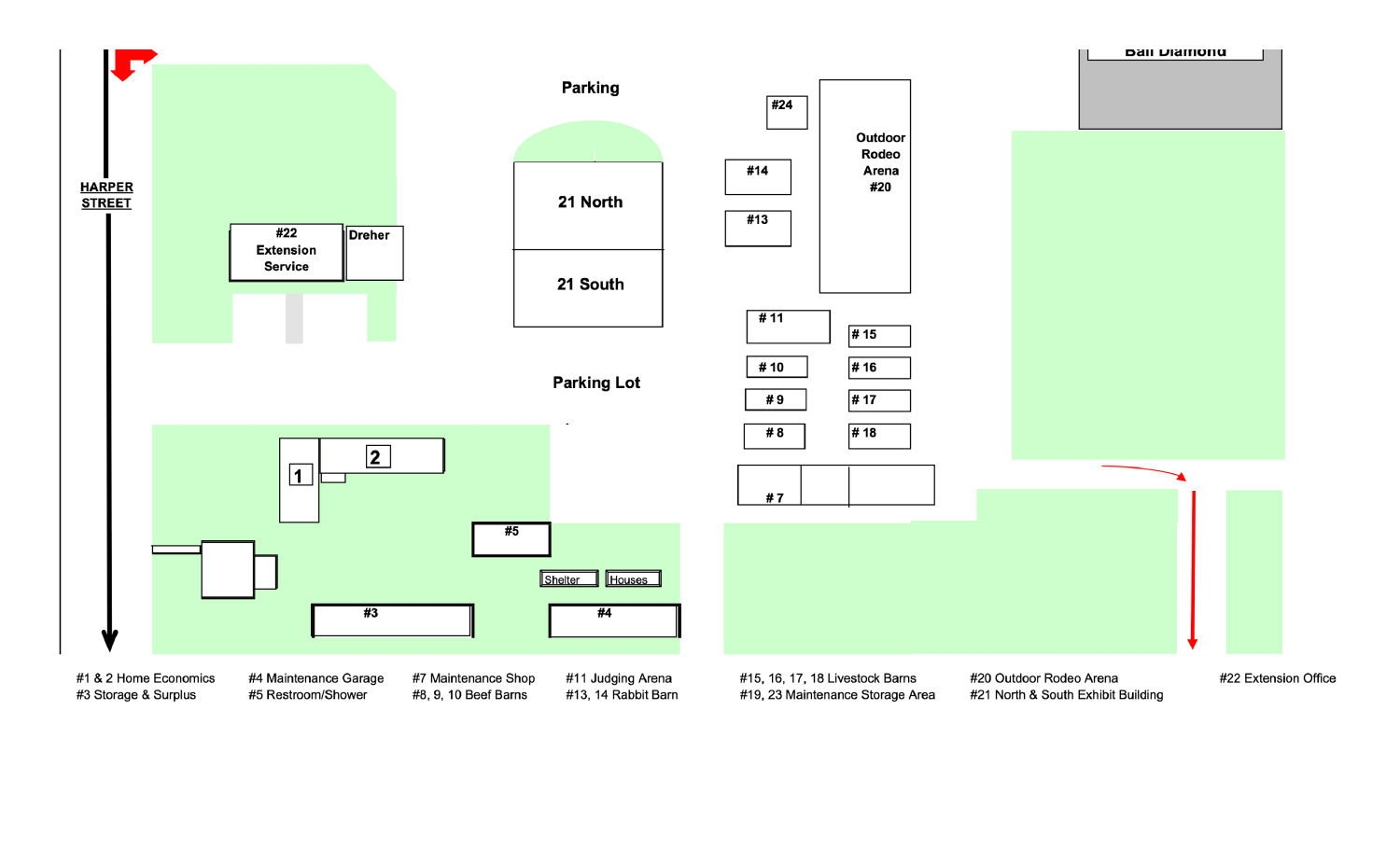HARPER STREET

#22 Extension Service

Dreher

Parking

21 North

21 South

Parking Lot

#24

#14

#13

Outdoor Rodeo Arena #20

Ball Diamond

# 11

# 15

# 10

# 16

# 9

# 17

# 8

# 18

# 7

1

2

#5

Shelter

Houses

#3

#4

#1 & 2 Home Economics
#3 Storage & Surplus

#4 Maintenance Garage
#5 Restroom/Shower

#7 Maintenance Shop
#8, 9, 10 Beef Barns

#11 Judging Arena
#13, 14 Rabbit Barn

#15, 16, 17, 18 Livestock Barns
#19, 23 Maintenance Storage Area

#20 Outdoor Rodeo Arena
#21 North & South Exhibit Building

#22 Extension Office